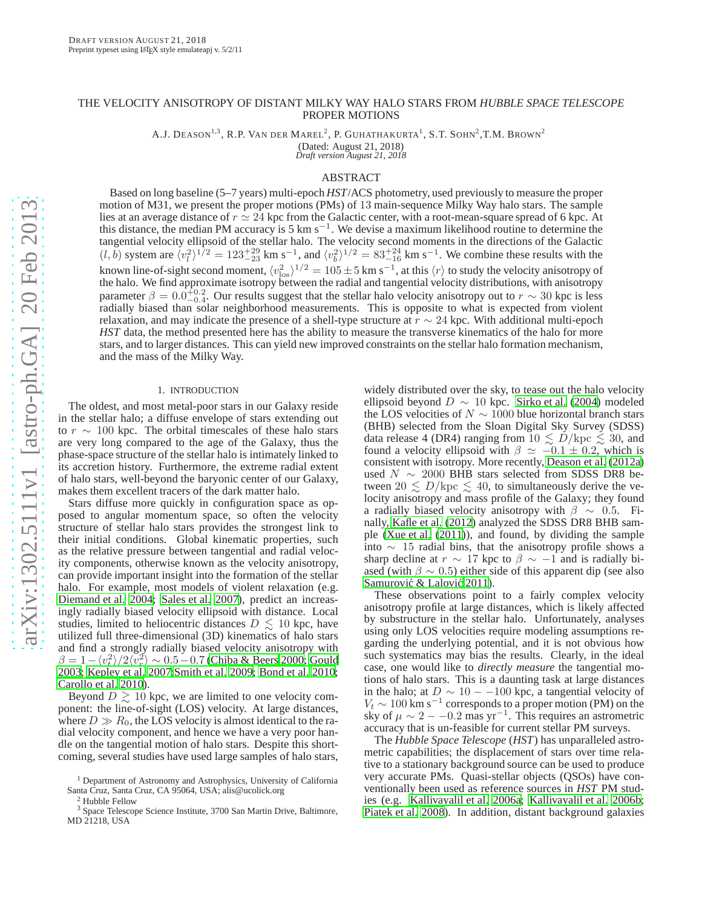# THE VELOCITY ANISOTROPY OF DISTANT MILKY WAY HALO STARS FROM *HUBBLE SPACE TELESCOPE* PROPER MOTIONS

A.J. DEASON[1,3], R.P. VAN DER MAREL[2], P. GUHATHAKURTA[1], S.T. SOHN[2], T.M. BROWN[2]

(Dated: August 21, 2018)
*Draft version August 21, 2018*

## ABSTRACT

Based on long baseline (5–7 years) multi-epoch *HST*/ACS photometry, used previously to measure the proper motion of M31, we present the proper motions (PMs) of 13 main-sequence Milky Way halo stars. The sample lies at an average distance of $r \simeq 24$ kpc from the Galactic center, with a root-mean-square spread of 6 kpc. At this distance, the median PM accuracy is 5 km s$^{-1}$. We devise a maximum likelihood routine to determine the tangential velocity ellipsoid of the stellar halo. The velocity second moments in the directions of the Galactic $(l, b)$ system are $\langle v_l^2 \rangle^{1/2} = 123^{+29}_{-23}$ km s$^{-1}$, and $\langle v_b^2 \rangle^{1/2} = 83^{+24}_{-16}$ km s$^{-1}$. We combine these results with the known line-of-sight second moment, $\langle v_{\rm los}^2 \rangle^{1/2} = 105 \pm 5$ km s$^{-1}$, at this $\langle r \rangle$ to study the velocity anisotropy of the halo. We find approximate isotropy between the radial and tangential velocity distributions, with anisotropy parameter $\beta = 0.0^{+0.2}_{-0.4}$. Our results suggest that the stellar halo velocity anisotropy out to $r \sim 30$ kpc is less radially biased than solar neighborhood measurements. This is opposite to what is expected from violent relaxation, and may indicate the presence of a shell-type structure at $r \sim 24$ kpc. With additional multi-epoch *HST* data, the method presented here has the ability to measure the transverse kinematics of the halo for more stars, and to larger distances. This can yield new improved constraints on the stellar halo formation mechanism, and the mass of the Milky Way.

## 1. INTRODUCTION

The oldest, and most metal-poor stars in our Galaxy reside in the stellar halo; a diffuse envelope of stars extending out to $r \sim 100$ kpc. The orbital timescales of these halo stars are very long compared to the age of the Galaxy, thus the phase-space structure of the stellar halo is intimately linked to its accretion history. Furthermore, the extreme radial extent of halo stars, well-beyond the baryonic center of our Galaxy, makes them excellent tracers of the dark matter halo.

Stars diffuse more quickly in configuration space as opposed to angular momentum space, so often the velocity structure of stellar halo stars provides the strongest link to their initial conditions. Global kinematic properties, such as the relative pressure between tangential and radial velocity components, otherwise known as the velocity anisotropy, can provide important insight into the formation of the stellar halo. For example, most models of violent relaxation (e.g. Diemand et al. 2004; Sales et al. 2007), predict an increasingly radially biased velocity ellipsoid with distance. Local studies, limited to heliocentric distances $D \lesssim 10$ kpc, have utilized full three-dimensional (3D) kinematics of halo stars and find a strongly radially biased velocity anisotropy with $\beta = 1 - \langle v_t^2 \rangle / 2\langle v_r^2 \rangle \sim 0.5 - 0.7$ (Chiba & Beers 2000; Gould 2003; Kepley et al. 2007;Smith et al. 2009; Bond et al. 2010; Carollo et al. 2010).

Beyond $D \gtrsim 10$ kpc, we are limited to one velocity component: the line-of-sight (LOS) velocity. At large distances, where $D \gg R_0$, the LOS velocity is almost identical to the radial velocity component, and hence we have a very poor handle on the tangential motion of halo stars. Despite this shortcoming, several studies have used large samples of halo stars, widely distributed over the sky, to tease out the halo velocity ellipsoid beyond $D \sim 10$ kpc. Sirko et al. (2004) modeled the LOS velocities of $N \sim 1000$ blue horizontal branch stars (BHB) selected from the Sloan Digital Sky Survey (SDSS) data release 4 (DR4) ranging from $10 \lesssim D/\text{kpc} \lesssim 30$, and found a velocity ellipsoid with $\beta \simeq -0.1 \pm 0.2$, which is consistent with isotropy. More recently, Deason et al. (2012a) used $N \sim 2000$ BHB stars selected from SDSS DR8 between $20 \lesssim D/\text{kpc} \lesssim 40$, to simultaneously derive the velocity anisotropy and mass profile of the Galaxy; they found a radially biased velocity anisotropy with $\beta \sim 0.5$. Finally, Kafle et al. (2012) analyzed the SDSS DR8 BHB sample (Xue et al. (2011)), and found, by dividing the sample into $\sim 15$ radial bins, that the anisotropy profile shows a sharp decline at $r \sim 17$ kpc to $\beta \sim -1$ and is radially biased (with $\beta \sim 0.5$) either side of this apparent dip (see also Samurović & Lalović 2011).

These observations point to a fairly complex velocity anisotropy profile at large distances, which is likely affected by substructure in the stellar halo. Unfortunately, analyses using only LOS velocities require modeling assumptions regarding the underlying potential, and it is not obvious how such systematics may bias the results. Clearly, in the ideal case, one would like to *directly measure* the tangential motions of halo stars. This is a daunting task at large distances in the halo; at $D \sim 10 - -100$ kpc, a tangential velocity of $V_t \sim 100$ km s$^{-1}$ corresponds to a proper motion (PM) on the sky of $\mu \sim 2 - -0.2$ mas yr$^{-1}$. This requires an astrometric accuracy that is un-feasible for current stellar PM surveys.

The *Hubble Space Telescope* (*HST*) has unparalleled astrometric capabilities; the displacement of stars over time relative to a stationary background source can be used to produce very accurate PMs. Quasi-stellar objects (QSOs) have conventionally been used as reference sources in *HST* PM studies (e.g. Kallivayalil et al. 2006a; Kallivayalil et al. 2006b; Piatek et al. 2008). In addition, distant background galaxies

[1] Department of Astronomy and Astrophysics, University of California Santa Cruz, Santa Cruz, CA 95064, USA; alis@ucolick.org
[2] Hubble Fellow
[3] Space Telescope Science Institute, 3700 San Martin Drive, Baltimore, MD 21218, USA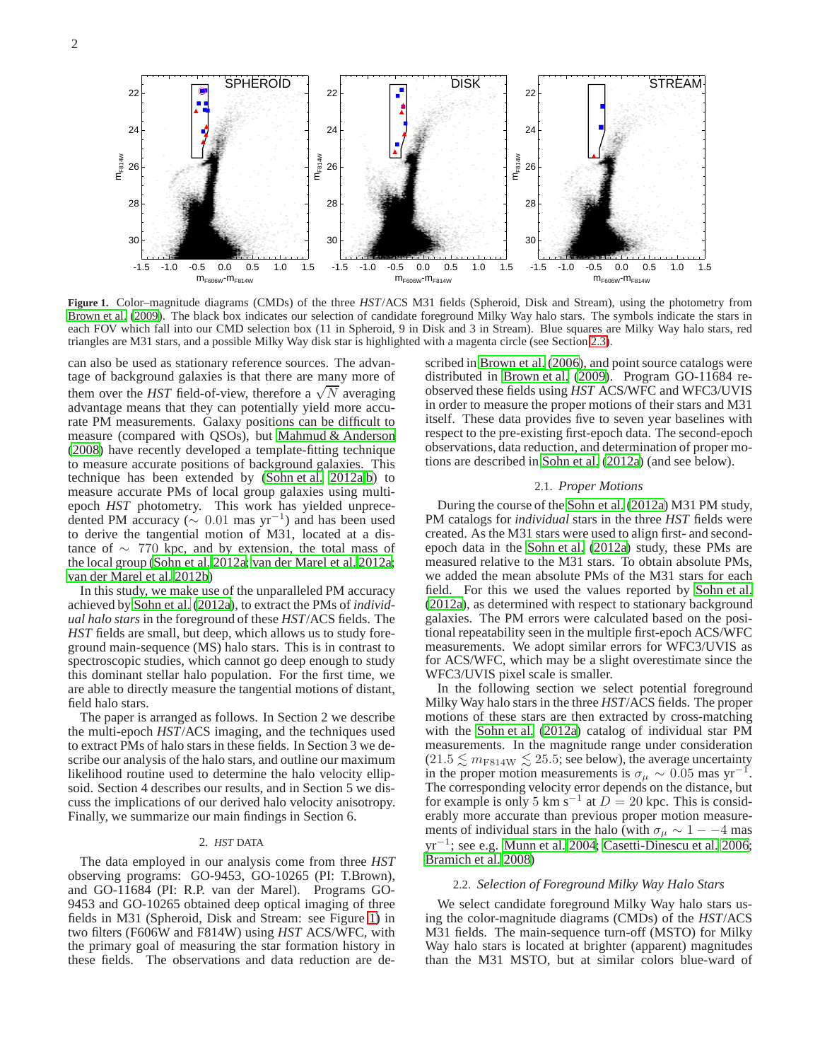**Figure 1.** Color–magnitude diagrams (CMDs) of the three *HST*/ACS M31 fields (Spheroid, Disk and Stream), using the photometry from Brown et al. (2009). The black box indicates our selection of candidate foreground Milky Way halo stars. The symbols indicate the stars in each FOV which fall into our CMD selection box (11 in Spheroid, 9 in Disk and 3 in Stream). Blue squares are Milky Way halo stars, red triangles are M31 stars, and a possible Milky Way disk star is highlighted with a magenta circle (see Section 2.3).

can also be used as stationary reference sources. The advantage of background galaxies is that there are many more of them over the *HST* field-of-view, therefore a $\sqrt{N}$ averaging advantage means that they can potentially yield more accurate PM measurements. Galaxy positions can be difficult to measure (compared with QSOs), but Mahmud & Anderson (2008) have recently developed a template-fitting technique to measure accurate positions of background galaxies. This technique has been extended by (Sohn et al. 2012a,b) to measure accurate PMs of local group galaxies using multi-epoch *HST* photometry. This work has yielded unprecedented PM accuracy ($\sim 0.01$ mas yr$^{-1}$) and has been used to derive the tangential motion of M31, located at a distance of $\sim 770$ kpc, and by extension, the total mass of the local group (Sohn et al. 2012a; van der Marel et al. 2012a; van der Marel et al. 2012b)

In this study, we make use of the unparalleled PM accuracy achieved by Sohn et al. (2012a), to extract the PMs of *individual halo stars* in the foreground of these *HST*/ACS fields. The *HST* fields are small, but deep, which allows us to study foreground main-sequence (MS) halo stars. This is in contrast to spectroscopic studies, which cannot go deep enough to study this dominant stellar halo population. For the first time, we are able to directly measure the tangential motions of distant, field halo stars.

The paper is arranged as follows. In Section 2 we describe the multi-epoch *HST*/ACS imaging, and the techniques used to extract PMs of halo stars in these fields. In Section 3 we describe our analysis of the halo stars, and outline our maximum likelihood routine used to determine the halo velocity ellipsoid. Section 4 describes our results, and in Section 5 we discuss the implications of our derived halo velocity anisotropy. Finally, we summarize our main findings in Section 6.

## 2. *HST* DATA

The data employed in our analysis come from three *HST* observing programs: GO-9453, GO-10265 (PI: T.Brown), and GO-11684 (PI: R.P. van der Marel). Programs GO-9453 and GO-10265 obtained deep optical imaging of three fields in M31 (Spheroid, Disk and Stream: see Figure 1) in two filters (F606W and F814W) using *HST* ACS/WFC, with the primary goal of measuring the star formation history in these fields. The observations and data reduction are described in Brown et al. (2006), and point source catalogs were distributed in Brown et al. (2009). Program GO-11684 reobserved these fields using *HST* ACS/WFC and WFC3/UVIS in order to measure the proper motions of their stars and M31 itself. These data provides five to seven year baselines with respect to the pre-existing first-epoch data. The second-epoch observations, data reduction, and determination of proper motions are described in Sohn et al. (2012a) (and see below).

### 2.1. *Proper Motions*

During the course of the Sohn et al. (2012a) M31 PM study, PM catalogs for *individual* stars in the three *HST* fields were created. As the M31 stars were used to align first- and second-epoch data in the Sohn et al. (2012a) study, these PMs are measured relative to the M31 stars. To obtain absolute PMs, we added the mean absolute PMs of the M31 stars for each field. For this we used the values reported by Sohn et al. (2012a), as determined with respect to stationary background galaxies. The PM errors were calculated based on the positional repeatability seen in the multiple first-epoch ACS/WFC measurements. We adopt similar errors for WFC3/UVIS as for ACS/WFC, which may be a slight overestimate since the WFC3/UVIS pixel scale is smaller.

In the following section we select potential foreground Milky Way halo stars in the three *HST*/ACS fields. The proper motions of these stars are then extracted by cross-matching with the Sohn et al. (2012a) catalog of individual star PM measurements. In the magnitude range under consideration ($21.5 \lesssim m_{\rm F814W} \lesssim 25.5$; see below), the average uncertainty in the proper motion measurements is $\sigma_\mu \sim 0.05$ mas yr$^{-1}$. The corresponding velocity error depends on the distance, but for example is only 5 km s$^{-1}$ at $D = 20$ kpc. This is considerably more accurate than previous proper motion measurements of individual stars in the halo (with $\sigma_\mu \sim 1 - -4$ mas yr$^{-1}$; see e.g. Munn et al. 2004; Casetti-Dinescu et al. 2006; Bramich et al. 2008)

### 2.2. *Selection of Foreground Milky Way Halo Stars*

We select candidate foreground Milky Way halo stars using the color-magnitude diagrams (CMDs) of the *HST*/ACS M31 fields. The main-sequence turn-off (MSTO) for Milky Way halo stars is located at brighter (apparent) magnitudes than the M31 MSTO, but at similar colors blue-ward of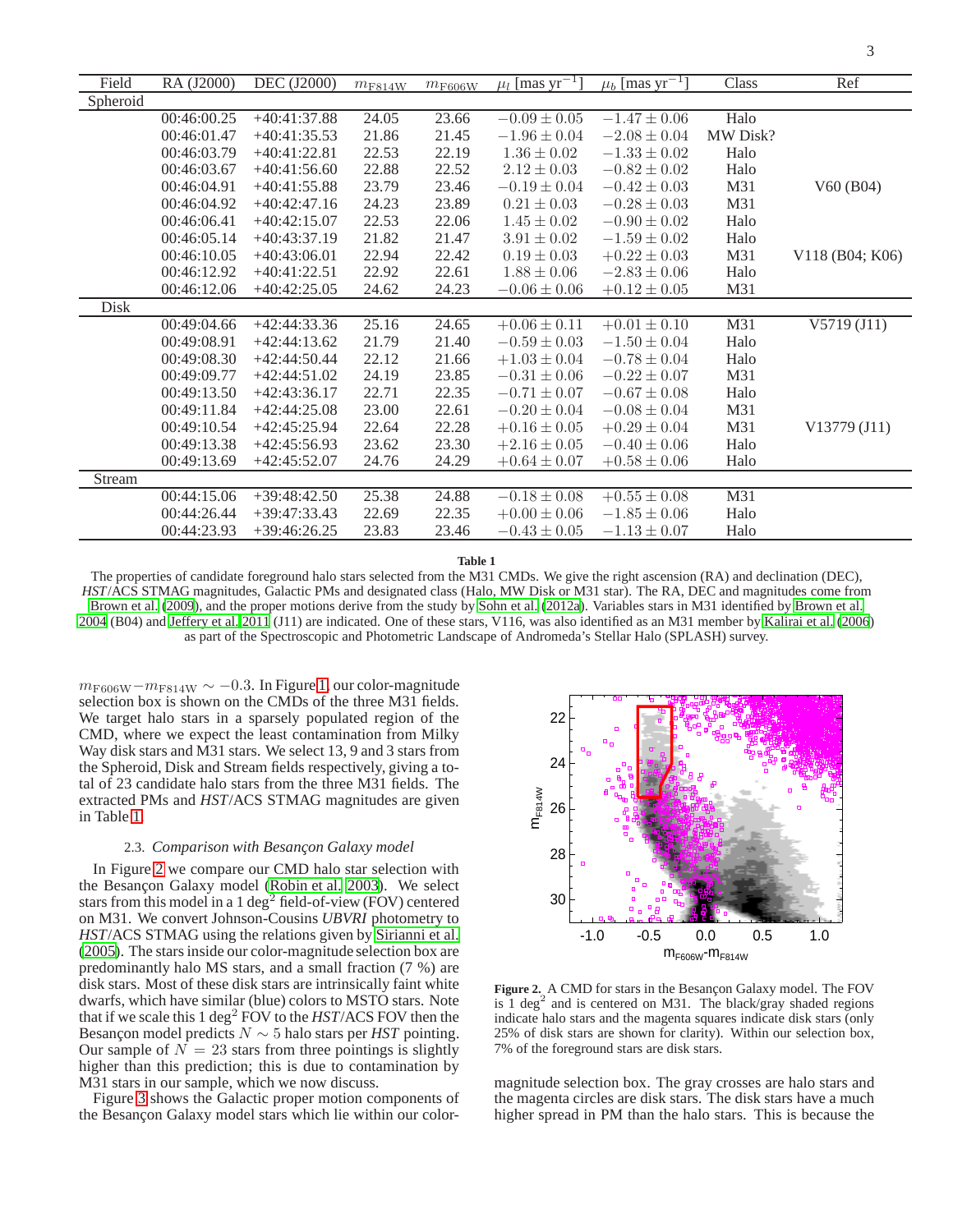| Field | RA (J2000) | DEC (J2000) | $m_{\rm F814W}$ | $m_{\rm F606W}$ | $\mu_l$ [mas yr$^{-1}$] | $\mu_b$ [mas yr$^{-1}$] | Class | Ref |
|---|---|---|---|---|---|---|---|---|
| Spheroid | | | | | | | | |
| | 00:46:00.25 | +40:41:37.88 | 24.05 | 23.66 | $-0.09 \pm 0.05$ | $-1.47 \pm 0.06$ | Halo | |
| | 00:46:01.47 | +40:41:35.53 | 21.86 | 21.45 | $-1.96 \pm 0.04$ | $-2.08 \pm 0.04$ | MW Disk? | |
| | 00:46:03.79 | +40:41:22.81 | 22.53 | 22.19 | $1.36 \pm 0.02$ | $-1.33 \pm 0.02$ | Halo | |
| | 00:46:03.67 | +40:41:56.60 | 22.88 | 22.52 | $2.12 \pm 0.03$ | $-0.82 \pm 0.02$ | Halo | |
| | 00:46:04.91 | +40:41:55.88 | 23.79 | 23.46 | $-0.19 \pm 0.04$ | $-0.42 \pm 0.03$ | M31 | V60 (B04) |
| | 00:46:04.92 | +40:42:47.16 | 24.23 | 23.89 | $0.21 \pm 0.03$ | $-0.28 \pm 0.03$ | M31 | |
| | 00:46:06.41 | +40:42:15.07 | 22.53 | 22.06 | $1.45 \pm 0.02$ | $-0.90 \pm 0.02$ | Halo | |
| | 00:46:05.14 | +40:43:37.19 | 21.82 | 21.47 | $3.91 \pm 0.02$ | $-1.59 \pm 0.02$ | Halo | |
| | 00:46:10.05 | +40:43:06.01 | 22.94 | 22.42 | $0.19 \pm 0.03$ | $+0.22 \pm 0.03$ | M31 | V118 (B04; K06) |
| | 00:46:12.92 | +40:41:22.51 | 22.92 | 22.61 | $1.88 \pm 0.06$ | $-2.83 \pm 0.06$ | Halo | |
| | 00:46:12.06 | +40:42:25.05 | 24.62 | 24.23 | $-0.06 \pm 0.06$ | $+0.12 \pm 0.05$ | M31 | |
| Disk | | | | | | | | |
| | 00:49:04.66 | +42:44:33.36 | 25.16 | 24.65 | $+0.06 \pm 0.11$ | $+0.01 \pm 0.10$ | M31 | V5719 (J11) |
| | 00:49:08.91 | +42:44:13.62 | 21.79 | 21.40 | $-0.59 \pm 0.03$ | $-1.50 \pm 0.04$ | Halo | |
| | 00:49:08.30 | +42:44:50.44 | 22.12 | 21.66 | $+1.03 \pm 0.04$ | $-0.78 \pm 0.04$ | Halo | |
| | 00:49:09.77 | +42:44:51.02 | 24.19 | 23.85 | $-0.31 \pm 0.06$ | $-0.22 \pm 0.07$ | M31 | |
| | 00:49:13.50 | +42:43:36.17 | 22.71 | 22.35 | $-0.71 \pm 0.07$ | $-0.67 \pm 0.08$ | Halo | |
| | 00:49:11.84 | +42:44:25.08 | 23.00 | 22.61 | $-0.20 \pm 0.04$ | $-0.08 \pm 0.04$ | M31 | |
| | 00:49:10.54 | +42:45:25.94 | 22.64 | 22.28 | $+0.16 \pm 0.05$ | $+0.29 \pm 0.04$ | M31 | V13779 (J11) |
| | 00:49:13.38 | +42:45:56.93 | 23.62 | 23.30 | $+2.16 \pm 0.05$ | $-0.40 \pm 0.06$ | Halo | |
| | 00:49:13.69 | +42:45:52.07 | 24.76 | 24.29 | $+0.64 \pm 0.07$ | $+0.58 \pm 0.06$ | Halo | |
| Stream | | | | | | | | |
| | 00:44:15.06 | +39:48:42.50 | 25.38 | 24.88 | $-0.18 \pm 0.08$ | $+0.55 \pm 0.08$ | M31 | |
| | 00:44:26.44 | +39:47:33.43 | 22.69 | 22.35 | $+0.00 \pm 0.06$ | $-1.85 \pm 0.06$ | Halo | |
| | 00:44:23.93 | +39:46:26.25 | 23.83 | 23.46 | $-0.43 \pm 0.05$ | $-1.13 \pm 0.07$ | Halo | |

**Table 1**

The properties of candidate foreground halo stars selected from the M31 CMDs. We give the right ascension (RA) and declination (DEC), *HST*/ACS STMAG magnitudes, Galactic PMs and designated class (Halo, MW Disk or M31 star). The RA, DEC and magnitudes come from Brown et al. (2009), and the proper motions derive from the study by Sohn et al. (2012a). Variables stars in M31 identified by Brown et al. 2004 (B04) and Jeffery et al. 2011 (J11) are indicated. One of these stars, V116, was also identified as an M31 member by Kalirai et al. (2006) as part of the Spectroscopic and Photometric Landscape of Andromeda's Stellar Halo (SPLASH) survey.

$m_{\rm F606W} - m_{\rm F814W} \sim -0.3$. In Figure 1, our color-magnitude selection box is shown on the CMDs of the three M31 fields. We target halo stars in a sparsely populated region of the CMD, where we expect the least contamination from Milky Way disk stars and M31 stars. We select 13, 9 and 3 stars from the Spheroid, Disk and Stream fields respectively, giving a total of 23 candidate halo stars from the three M31 fields. The extracted PMs and *HST*/ACS STMAG magnitudes are given in Table 1.

### 2.3. *Comparison with Besançon Galaxy model*

In Figure 2 we compare our CMD halo star selection with the Besançon Galaxy model (Robin et al. 2003). We select stars from this model in a 1 deg$^2$ field-of-view (FOV) centered on M31. We convert Johnson-Cousins *UBVRI* photometry to *HST*/ACS STMAG using the relations given by Sirianni et al. (2005). The stars inside our color-magnitude selection box are predominantly halo MS stars, and a small fraction (7 %) are disk stars. Most of these disk stars are intrinsically faint white dwarfs, which have similar (blue) colors to MSTO stars. Note that if we scale this 1 deg$^2$ FOV to the *HST*/ACS FOV then the Besançon model predicts $N \sim 5$ halo stars per *HST* pointing. Our sample of $N = 23$ stars from three pointings is slightly higher than this prediction; this is due to contamination by M31 stars in our sample, which we now discuss.

Figure 3 shows the Galactic proper motion components of the Besançon Galaxy model stars which lie within our color-magnitude selection box. The gray crosses are halo stars and the magenta circles are disk stars. The disk stars have a much higher spread in PM than the halo stars. This is because the

**Figure 2.** A CMD for stars in the Besançon Galaxy model. The FOV is 1 deg$^2$ and is centered on M31. The black/gray shaded regions indicate halo stars and the magenta squares indicate disk stars (only 25% of disk stars are shown for clarity). Within our selection box, 7% of the foreground stars are disk stars.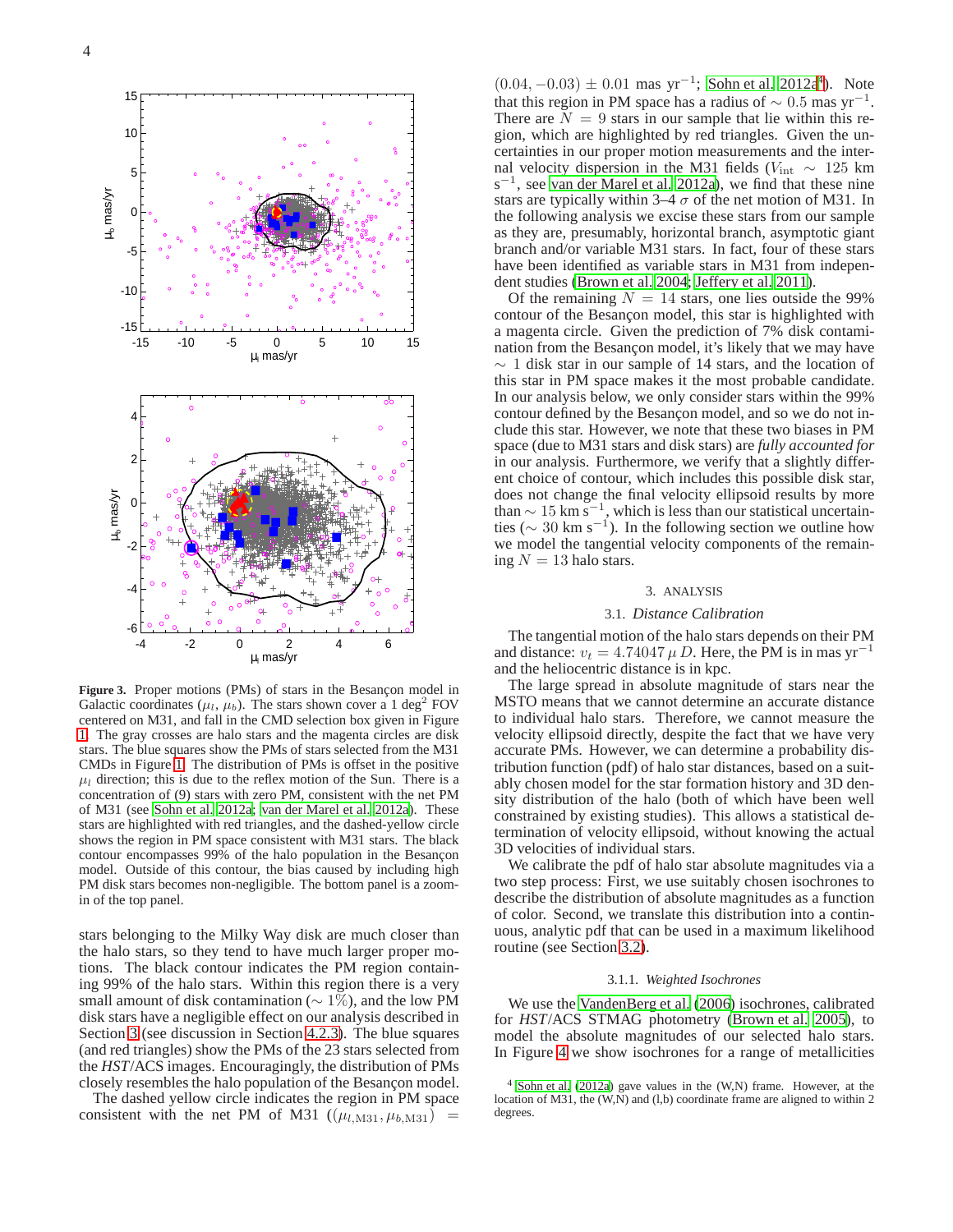**Figure 3.** Proper motions (PMs) of stars in the Besançon model in Galactic coordinates ($\mu_l$, $\mu_b$). The stars shown cover a 1 deg$^2$ FOV centered on M31, and fall in the CMD selection box given in Figure 1. The gray crosses are halo stars and the magenta circles are disk stars. The blue squares show the PMs of stars selected from the M31 CMDs in Figure 1. The distribution of PMs is offset in the positive $\mu_l$ direction; this is due to the reflex motion of the Sun. There is a concentration of (9) stars with zero PM, consistent with the net PM of M31 (see Sohn et al. 2012a; van der Marel et al. 2012a). These stars are highlighted with red triangles, and the dashed-yellow circle shows the region in PM space consistent with M31 stars. The black contour encompasses 99% of the halo population in the Besançon model. Outside of this contour, the bias caused by including high PM disk stars becomes non-negligible. The bottom panel is a zoom-in of the top panel.

stars belonging to the Milky Way disk are much closer than the halo stars, so they tend to have much larger proper motions. The black contour indicates the PM region containing 99% of the halo stars. Within this region there is a very small amount of disk contamination ($\sim 1\%$), and the low PM disk stars have a negligible effect on our analysis described in Section 3 (see discussion in Section 4.2.3). The blue squares (and red triangles) show the PMs of the 23 stars selected from the *HST*/ACS images. Encouragingly, the distribution of PMs closely resembles the halo population of the Besançon model.

The dashed yellow circle indicates the region in PM space consistent with the net PM of M31 ($(\mu_{l,\mathrm{M31}}, \mu_{b,\mathrm{M31}}) = (0.04, -0.03) \pm 0.01$ mas yr$^{-1}$; Sohn et al. 2012a[4]). Note that this region in PM space has a radius of $\sim 0.5$ mas yr$^{-1}$. There are $N = 9$ stars in our sample that lie within this region, which are highlighted by red triangles. Given the uncertainties in our proper motion measurements and the internal velocity dispersion in the M31 fields ($V_{\mathrm{int}} \sim 125$ km s$^{-1}$, see van der Marel et al. 2012a), we find that these nine stars are typically within 3–4 $\sigma$ of the net motion of M31. In the following analysis we excise these stars from our sample as they are, presumably, horizontal branch, asymptotic giant branch and/or variable M31 stars. In fact, four of these stars have been identified as variable stars in M31 from independent studies (Brown et al. 2004; Jeffery et al. 2011).

Of the remaining $N = 14$ stars, one lies outside the 99% contour of the Besançon model, this star is highlighted with a magenta circle. Given the prediction of 7% disk contamination from the Besançon model, it's likely that we may have $\sim 1$ disk star in our sample of 14 stars, and the location of this star in PM space makes it the most probable candidate. In our analysis below, we only consider stars within the 99% contour defined by the Besançon model, and so we do not include this star. However, we note that these two biases in PM space (due to M31 stars and disk stars) are *fully accounted for* in our analysis. Furthermore, we verify that a slightly different choice of contour, which includes this possible disk star, does not change the final velocity ellipsoid results by more than $\sim 15$ km s$^{-1}$, which is less than our statistical uncertainties ($\sim 30$ km s$^{-1}$). In the following section we outline how we model the tangential velocity components of the remaining $N = 13$ halo stars.

## 3. ANALYSIS

### 3.1. *Distance Calibration*

The tangential motion of the halo stars depends on their PM and distance: $v_t = 4.74047\, \mu\, D$. Here, the PM is in mas yr$^{-1}$ and the heliocentric distance is in kpc.

The large spread in absolute magnitude of stars near the MSTO means that we cannot determine an accurate distance to individual halo stars. Therefore, we cannot measure the velocity ellipsoid directly, despite the fact that we have very accurate PMs. However, we can determine a probability distribution function (pdf) of halo star distances, based on a suitably chosen model for the star formation history and 3D density distribution of the halo (both of which have been well constrained by existing studies). This allows a statistical determination of velocity ellipsoid, without knowing the actual 3D velocities of individual stars.

We calibrate the pdf of halo star absolute magnitudes via a two step process: First, we use suitably chosen isochrones to describe the distribution of absolute magnitudes as a function of color. Second, we translate this distribution into a continuous, analytic pdf that can be used in a maximum likelihood routine (see Section 3.2).

#### 3.1.1. *Weighted Isochrones*

We use the VandenBerg et al. (2006) isochrones, calibrated for *HST*/ACS STMAG photometry (Brown et al. 2005), to model the absolute magnitudes of our selected halo stars. In Figure 4 we show isochrones for a range of metallicities

[4] Sohn et al. (2012a) gave values in the (W,N) frame. However, at the location of M31, the (W,N) and (l,b) coordinate frame are aligned to within 2 degrees.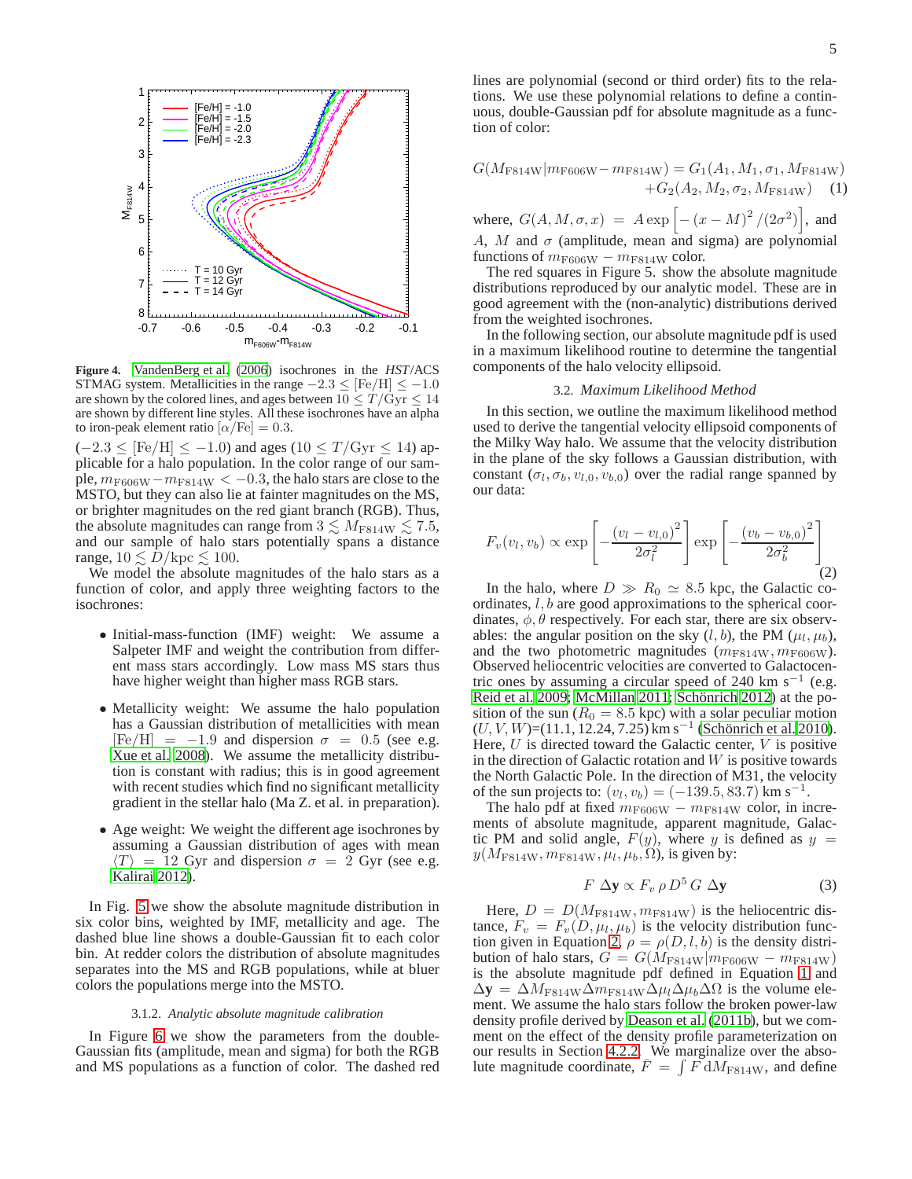**Figure 4.** VandenBerg et al. (2006) isochrones in the *HST*/ACS STMAG system. Metallicities in the range $-2.3 \leq \mathrm{[Fe/H]} \leq -1.0$ are shown by the colored lines, and ages between $10 \leq T/\mathrm{Gyr} \leq 14$ are shown by different line styles. All these isochrones have an alpha to iron-peak element ratio $[\alpha/\mathrm{Fe}] = 0.3$.

($-2.3 \leq \mathrm{[Fe/H]} \leq -1.0$) and ages ($10 \leq T/\mathrm{Gyr} \leq 14$) applicable for a halo population. In the color range of our sample, $m_{\mathrm{F606W}} - m_{\mathrm{F814W}} < -0.3$, the halo stars are close to the MSTO, but they can also lie at fainter magnitudes on the MS, or brighter magnitudes on the red giant branch (RGB). Thus, the absolute magnitudes can range from $3 \lesssim M_{\mathrm{F814W}} \lesssim 7.5$, and our sample of halo stars potentially spans a distance range, $10 \lesssim D/\mathrm{kpc} \lesssim 100$.

We model the absolute magnitudes of the halo stars as a function of color, and apply three weighting factors to the isochrones:

- Initial-mass-function (IMF) weight: We assume a Salpeter IMF and weight the contribution from different mass stars accordingly. Low mass MS stars thus have higher weight than higher mass RGB stars.
- Metallicity weight: We assume the halo population has a Gaussian distribution of metallicities with mean $\mathrm{[Fe/H]} = -1.9$ and dispersion $\sigma = 0.5$ (see e.g. Xue et al. 2008). We assume the metallicity distribution is constant with radius; this is in good agreement with recent studies which find no significant metallicity gradient in the stellar halo (Ma Z. et al. in preparation).
- Age weight: We weight the different age isochrones by assuming a Gaussian distribution of ages with mean $\langle T \rangle = 12$ Gyr and dispersion $\sigma = 2$ Gyr (see e.g. Kalirai 2012).

In Fig. 5 we show the absolute magnitude distribution in six color bins, weighted by IMF, metallicity and age. The dashed blue line shows a double-Gaussian fit to each color bin. At redder colors the distribution of absolute magnitudes separates into the MS and RGB populations, while at bluer colors the populations merge into the MSTO.

#### 3.1.2. *Analytic absolute magnitude calibration*

In Figure 6 we show the parameters from the double-Gaussian fits (amplitude, mean and sigma) for both the RGB and MS populations as a function of color. The dashed red lines are polynomial (second or third order) fits to the relations. We use these polynomial relations to define a continuous, double-Gaussian pdf for absolute magnitude as a function of color:

$$G(M_{\mathrm{F814W}}|m_{\mathrm{F606W}} - m_{\mathrm{F814W}}) = G_1(A_1, M_1, \sigma_1, M_{\mathrm{F814W}}) + G_2(A_2, M_2, \sigma_2, M_{\mathrm{F814W}}) \quad (1)$$

where, $G(A, M, \sigma, x) = A \exp\left[-(x - M)^2/(2\sigma^2)\right]$, and $A$, $M$ and $\sigma$ (amplitude, mean and sigma) are polynomial functions of $m_{\mathrm{F606W}} - m_{\mathrm{F814W}}$ color.

The red squares in Figure 5. show the absolute magnitude distributions reproduced by our analytic model. These are in good agreement with the (non-analytic) distributions derived from the weighted isochrones.

In the following section, our absolute magnitude pdf is used in a maximum likelihood routine to determine the tangential components of the halo velocity ellipsoid.

### 3.2. *Maximum Likelihood Method*

In this section, we outline the maximum likelihood method used to derive the tangential velocity ellipsoid components of the Milky Way halo. We assume that the velocity distribution in the plane of the sky follows a Gaussian distribution, with constant $(\sigma_l, \sigma_b, v_{l,0}, v_{b,0})$ over the radial range spanned by our data:

$$F_v(v_l, v_b) \propto \exp\left[-\frac{(v_l - v_{l,0})^2}{2\sigma_l^2}\right] \exp\left[-\frac{(v_b - v_{b,0})^2}{2\sigma_b^2}\right] \quad (2)$$

In the halo, where $D \gg R_0 \simeq 8.5$ kpc, the Galactic coordinates, $l, b$ are good approximations to the spherical coordinates, $\phi, \theta$ respectively. For each star, there are six observables: the angular position on the sky $(l, b)$, the PM $(\mu_l, \mu_b)$, and the two photometric magnitudes $(m_{\mathrm{F814W}}, m_{\mathrm{F606W}})$. Observed heliocentric velocities are converted to Galactocentric ones by assuming a circular speed of 240 km s$^{-1}$ (e.g. Reid et al. 2009; McMillan 2011; Schönrich 2012) at the position of the sun ($R_0 = 8.5$ kpc) with a solar peculiar motion $(U, V, W)$=(11.1, 12.24, 7.25) km s$^{-1}$ (Schönrich et al. 2010). Here, $U$ is directed toward the Galactic center, $V$ is positive in the direction of Galactic rotation and $W$ is positive towards the North Galactic Pole. In the direction of M31, the velocity of the sun projects to: $(v_l, v_b) = (-139.5, 83.7)$ km s$^{-1}$.

The halo pdf at fixed $m_{\mathrm{F606W}} - m_{\mathrm{F814W}}$ color, in increments of absolute magnitude, apparent magnitude, Galactic PM and solid angle, $F(y)$, where $y$ is defined as $y = y(M_{\mathrm{F814W}}, m_{\mathrm{F814W}}, \mu_l, \mu_b, \Omega)$, is given by:

$$F\,\Delta\mathbf{y} \propto F_v\,\rho\,D^5\,G\,\Delta\mathbf{y} \quad (3)$$

Here, $D = D(M_{\mathrm{F814W}}, m_{\mathrm{F814W}})$ is the heliocentric distance, $F_v = F_v(D, \mu_l, \mu_b)$ is the velocity distribution function given in Equation 2, $\rho = \rho(D, l, b)$ is the density distribution of halo stars, $G = G(M_{\mathrm{F814W}}|m_{\mathrm{F606W}} - m_{\mathrm{F814W}})$ is the absolute magnitude pdf defined in Equation 1 and $\Delta\mathbf{y} = \Delta M_{\mathrm{F814W}} \Delta m_{\mathrm{F814W}} \Delta\mu_l \Delta\mu_b \Delta\Omega$ is the volume element. We assume the halo stars follow the broken power-law density profile derived by Deason et al. (2011b), but we comment on the effect of the density profile parameterization on our results in Section 4.2.2. We marginalize over the absolute magnitude coordinate, $\bar{F} = \int F\,\mathrm{d}M_{\mathrm{F814W}}$, and define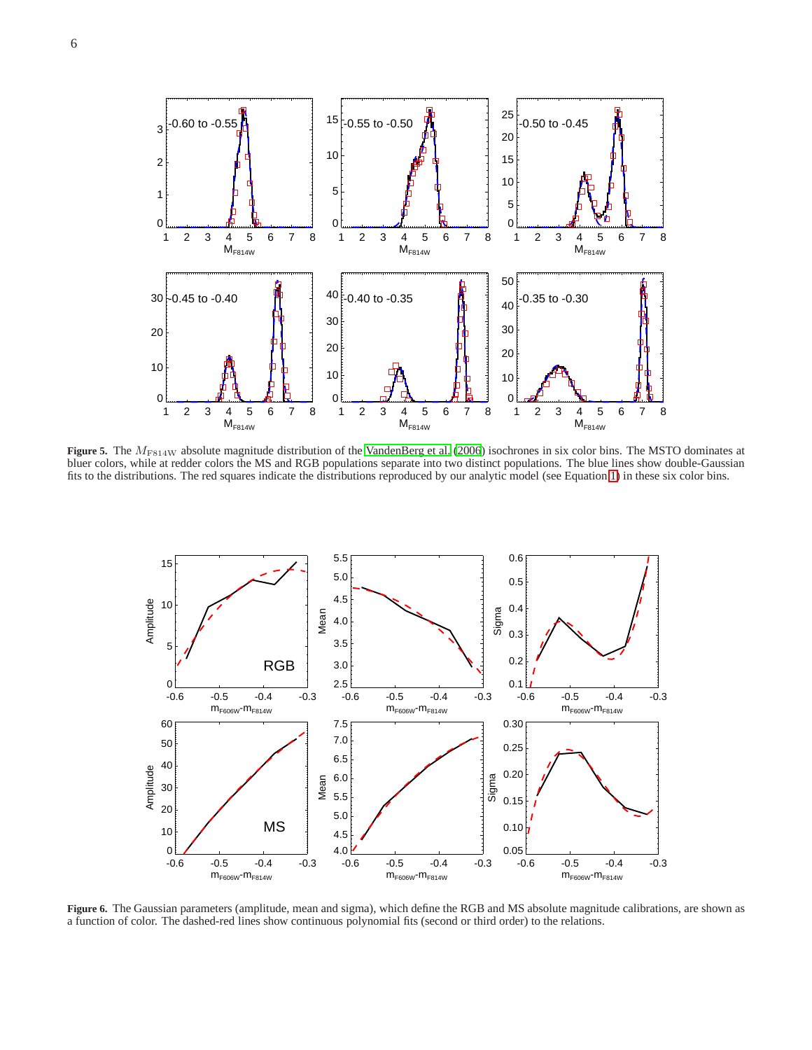**Figure 5.** The $M_{\rm F814W}$ absolute magnitude distribution of the VandenBerg et al. (2006) isochrones in six color bins. The MSTO dominates at bluer colors, while at redder colors the MS and RGB populations separate into two distinct populations. The blue lines show double-Gaussian fits to the distributions. The red squares indicate the distributions reproduced by our analytic model (see Equation 1) in these six color bins.

**Figure 6.** The Gaussian parameters (amplitude, mean and sigma), which define the RGB and MS absolute magnitude calibrations, are shown as a function of color. The dashed-red lines show continuous polynomial fits (second or third order) to the relations.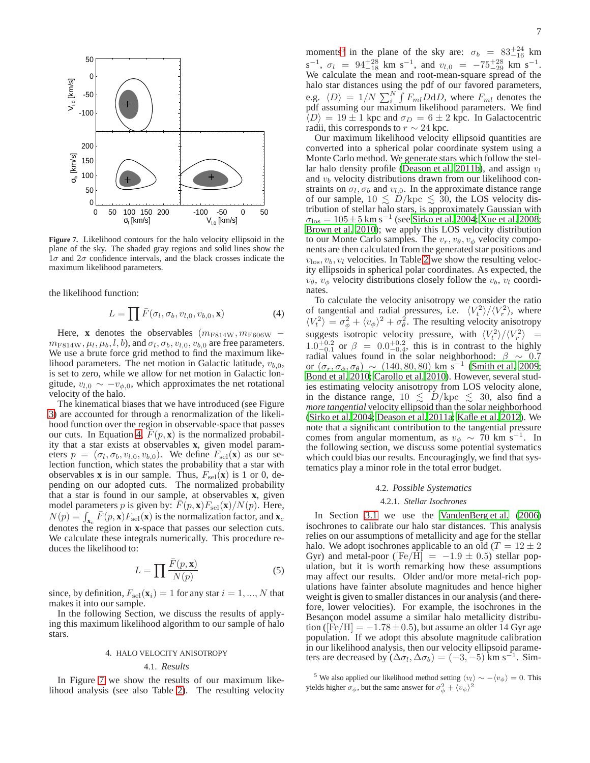**Figure 7.** Likelihood contours for the halo velocity ellipsoid in the plane of the sky. The shaded gray regions and solid lines show the $1\sigma$ and $2\sigma$ confidence intervals, and the black crosses indicate the maximum likelihood parameters.

the likelihood function:

$$L = \prod \bar{F}(\sigma_l, \sigma_b, v_{l,0}, v_{b,0}, \mathbf{x}) \tag{4}$$

Here, $\mathbf{x}$ denotes the observables $(m_{\rm F814W}, m_{\rm F606W} - m_{\rm F814W}, \mu_l, \mu_b, l, b)$, and $\sigma_l, \sigma_b, v_{l,0}, v_{b,0}$ are free parameters. We use a brute force grid method to find the maximum likelihood parameters. The net motion in Galactic latitude, $v_{b,0}$, is set to zero, while we allow for net motion in Galactic longitude, $v_{l,0} \sim -v_{\phi,0}$, which approximates the net rotational velocity of the halo.

The kinematical biases that we have introduced (see Figure 3) are accounted for through a renormalization of the likelihood function over the region in observable-space that passes our cuts. In Equation 4, $\bar{F}(p, \mathbf{x})$ is the normalized probability that a star exists at observables $\mathbf{x}$, given model parameters $p = (\sigma_l, \sigma_b, v_{l,0}, v_{b,0})$. We define $F_{\rm sel}(\mathbf{x})$ as our selection function, which states the probability that a star with observables $\mathbf{x}$ is in our sample. Thus, $F_{\rm sel}(\mathbf{x})$ is 1 or 0, depending on our adopted cuts. The normalized probability that a star is found in our sample, at observables $\mathbf{x}$, given model parameters $p$ is given by: $\bar{F}(p, \mathbf{x}) F_{\rm sel}(\mathbf{x}) / N(p)$. Here, $N(p) = \int_{\mathbf{x}_c} \bar{F}(p, \mathbf{x}) F_{\rm sel}(\mathbf{x})$ is the normalization factor, and $\mathbf{x}_c$ denotes the region in $\mathbf{x}$-space that passes our selection cuts. We calculate these integrals numerically. This procedure reduces the likelihood to:

$$L = \prod \frac{\bar{F}(p, \mathbf{x})}{N(p)} \tag{5}$$

since, by definition, $F_{\rm sel}(\mathbf{x}_i) = 1$ for any star $i = 1, ..., N$ that makes it into our sample.

In the following Section, we discuss the results of applying this maximum likelihood algorithm to our sample of halo stars.

## 4. HALO VELOCITY ANISOTROPY

### 4.1. *Results*

In Figure 7 we show the results of our maximum likelihood analysis (see also Table 2). The resulting velocity moments[5] in the plane of the sky are: $\sigma_b = 83^{+24}_{-16}$ km s$^{-1}$, $\sigma_l = 94^{+28}_{-18}$ km s$^{-1}$, and $v_{l,0} = -75^{+28}_{-29}$ km s$^{-1}$. We calculate the mean and root-mean-square spread of the halo star distances using the pdf of our favored parameters, e.g. $\langle D \rangle = 1/N \sum_i^N \int F_{ml} D {\rm d}D$, where $F_{ml}$ denotes the pdf assuming our maximum likelihood parameters. We find $\langle D \rangle = 19 \pm 1$ kpc and $\sigma_D = 6 \pm 2$ kpc. In Galactocentric radii, this corresponds to $r \sim 24$ kpc.

Our maximum likelihood velocity ellipsoid quantities are converted into a spherical polar coordinate system using a Monte Carlo method. We generate stars which follow the stellar halo density profile (Deason et al. 2011b), and assign $v_l$ and $v_b$ velocity distributions drawn from our likelihood constraints on $\sigma_l, \sigma_b$ and $v_{l,0}$. In the approximate distance range of our sample, $10 \lesssim D/{\rm kpc} \lesssim 30$, the LOS velocity distribution of stellar halo stars, is approximately Gaussian with $\sigma_{\rm los} = 105 \pm 5$ km s$^{-1}$ (see Sirko et al. 2004; Xue et al. 2008; Brown et al. 2010); we apply this LOS velocity distribution to our Monte Carlo samples. The $v_r, v_\theta, v_\phi$ velocity components are then calculated from the generated star positions and $v_{\rm los}, v_b, v_l$ velocities. In Table 2 we show the resulting velocity ellipsoids in spherical polar coordinates. As expected, the $v_\theta$, $v_\phi$ velocity distributions closely follow the $v_b$, $v_l$ coordinates.

To calculate the velocity anisotropy we consider the ratio of tangential and radial pressures, i.e. $\langle V_t^2 \rangle / \langle V_r^2 \rangle$, where $\langle V_t^2 \rangle = \sigma_\phi^2 + \langle v_\phi \rangle^2 + \sigma_\theta^2$. The resulting velocity anisotropy suggests isotropic velocity pressure, with $\langle V_t^2 \rangle / \langle V_r^2 \rangle = 1.0^{+0.2}_{-0.1}$ or $\beta = 0.0^{+0.2}_{-0.4}$, this is in contrast to the highly radial values found in the solar neighborhood: $\beta \sim 0.7$ or $(\sigma_r, \sigma_\phi, \sigma_\theta) \sim (140, 80, 80)$ km s$^{-1}$ (Smith et al. 2009; Bond et al. 2010; Carollo et al. 2010). However, several studies estimating velocity anisotropy from LOS velocity alone, in the distance range, $10 \lesssim D/{\rm kpc} \lesssim 30$, also find a *more tangential* velocity ellipsoid than the solar neighborhood (Sirko et al. 2004; Deason et al. 2011a; Kafle et al. 2012). We note that a significant contribution to the tangential pressure comes from angular momentum, as $v_\phi \sim 70$ km s$^{-1}$. In the following section, we discuss some potential systematics which could bias our results. Encouragingly, we find that systematics play a minor role in the total error budget.

### 4.2. *Possible Systematics*

#### 4.2.1. *Stellar Isochrones*

In Section 3.1 we use the VandenBerg et al. (2006) isochrones to calibrate our halo star distances. This analysis relies on our assumptions of metallicity and age for the stellar halo. We adopt isochrones applicable to an old ($T = 12 \pm 2$ Gyr) and metal-poor ([Fe/H] $= -1.9 \pm 0.5$) stellar population, but it is worth remarking how these assumptions may affect our results. Older and/or more metal-rich populations have fainter absolute magnitudes and hence higher weight is given to smaller distances in our analysis (and therefore, lower velocities). For example, the isochrones in the Besançon model assume a similar halo metallicity distribution ([Fe/H] $= -1.78 \pm 0.5$), but assume an older 14 Gyr age population. If we adopt this absolute magnitude calibration in our likelihood analysis, then our velocity ellipsoid parameters are decreased by $(\Delta\sigma_l, \Delta\sigma_b) = (-3, -5)$ km s$^{-1}$. Sim-

[5] We also applied our likelihood method setting $\langle v_l \rangle \sim -\langle v_\phi \rangle = 0$. This yields higher $\sigma_\phi$, but the same answer for $\sigma_\phi^2 + \langle v_\phi \rangle^2$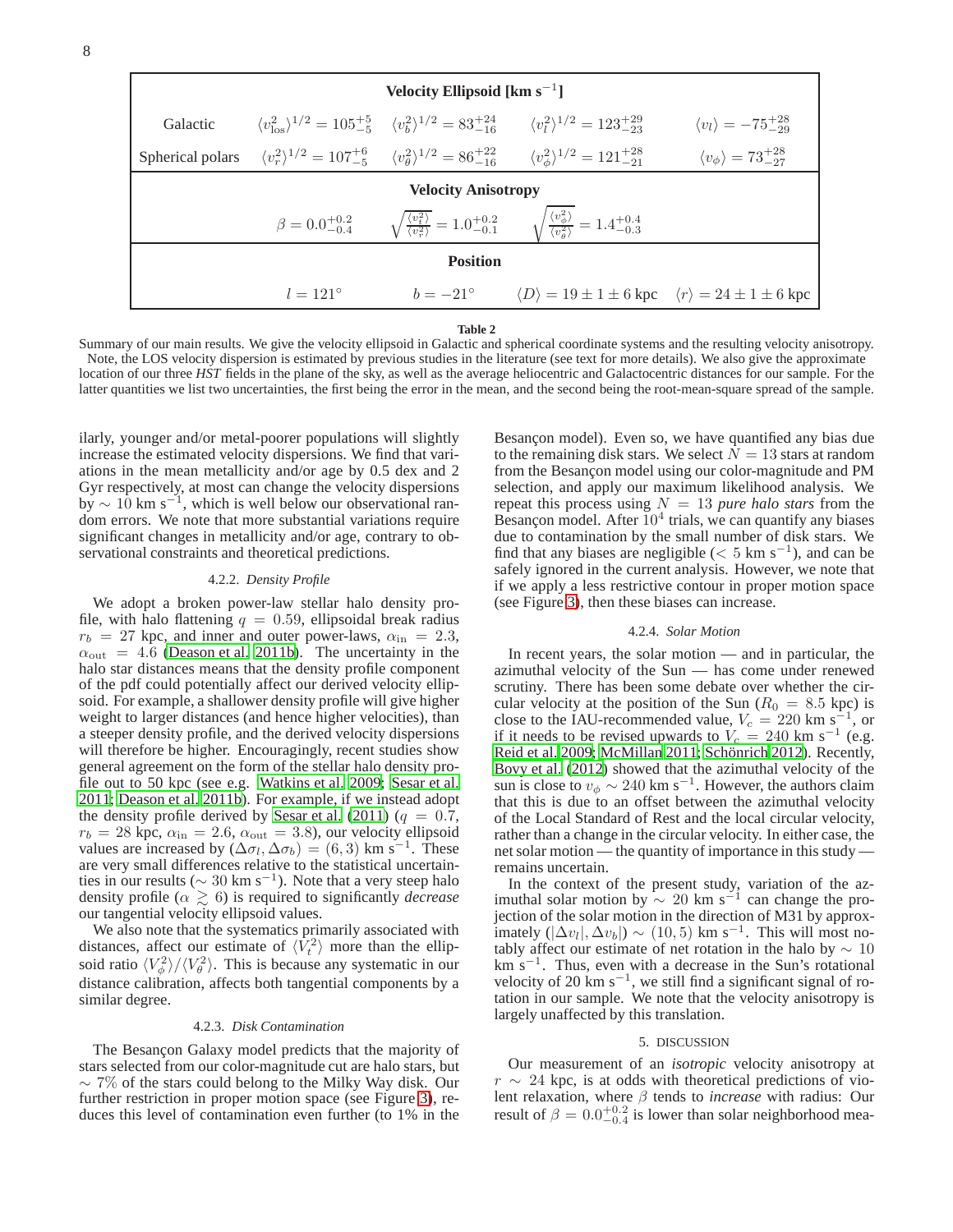| Velocity Ellipsoid [km s$^{-1}$] | | | | |
|---|---|---|---|---|
| Galactic | $\langle v_{\rm los}^2 \rangle^{1/2} = 105^{+5}_{-5}$ | $\langle v_b^2 \rangle^{1/2} = 83^{+24}_{-16}$ | $\langle v_l^2 \rangle^{1/2} = 123^{+29}_{-23}$ | $\langle v_l \rangle = -75^{+28}_{-29}$ |
| Spherical polars | $\langle v_r^2 \rangle^{1/2} = 107^{+6}_{-5}$ | $\langle v_\theta^2 \rangle^{1/2} = 86^{+22}_{-16}$ | $\langle v_\phi^2 \rangle^{1/2} = 121^{+28}_{-21}$ | $\langle v_\phi \rangle = 73^{+28}_{-27}$ |
| **Velocity Anisotropy** | | | | |
| | $\beta = 0.0^{+0.2}_{-0.4}$ | $\sqrt{\frac{\langle v_t^2 \rangle}{\langle v_r^2 \rangle}} = 1.0^{+0.2}_{-0.1}$ | $\sqrt{\frac{\langle v_\phi^2 \rangle}{\langle v_\theta^2 \rangle}} = 1.4^{+0.4}_{-0.3}$ | |
| **Position** | | | | |
| | $l = 121^\circ$ | $b = -21^\circ$ | $\langle D \rangle = 19 \pm 1 \pm 6$ kpc | $\langle r \rangle = 24 \pm 1 \pm 6$ kpc |

**Table 2**

Summary of our main results. We give the velocity ellipsoid in Galactic and spherical coordinate systems and the resulting velocity anisotropy. Note, the LOS velocity dispersion is estimated by previous studies in the literature (see text for more details). We also give the approximate location of our three *HST* fields in the plane of the sky, as well as the average heliocentric and Galactocentric distances for our sample. For the latter quantities we list two uncertainties, the first being the error in the mean, and the second being the root-mean-square spread of the sample.

ilarly, younger and/or metal-poorer populations will slightly increase the estimated velocity dispersions. We find that variations in the mean metallicity and/or age by 0.5 dex and 2 Gyr respectively, at most can change the velocity dispersions by $\sim 10$ km s$^{-1}$, which is well below our observational random errors. We note that more substantial variations require significant changes in metallicity and/or age, contrary to observational constraints and theoretical predictions.

#### 4.2.2. *Density Profile*

We adopt a broken power-law stellar halo density profile, with halo flattening $q = 0.59$, ellipsoidal break radius $r_b = 27$ kpc, and inner and outer power-laws, $\alpha_{\rm in} = 2.3$, $\alpha_{\rm out} = 4.6$ (Deason et al. 2011b). The uncertainty in the halo star distances means that the density profile component of the pdf could potentially affect our derived velocity ellipsoid. For example, a shallower density profile will give higher weight to larger distances (and hence higher velocities), than a steeper density profile, and the derived velocity dispersions will therefore be higher. Encouragingly, recent studies show general agreement on the form of the stellar halo density profile out to 50 kpc (see e.g. Watkins et al. 2009; Sesar et al. 2011; Deason et al. 2011b). For example, if we instead adopt the density profile derived by Sesar et al. (2011) ($q = 0.7$, $r_b = 28$ kpc, $\alpha_{\rm in} = 2.6$, $\alpha_{\rm out} = 3.8$), our velocity ellipsoid values are increased by $(\Delta\sigma_l, \Delta\sigma_b) = (6, 3)$ km s$^{-1}$. These are very small differences relative to the statistical uncertainties in our results ($\sim 30$ km s$^{-1}$). Note that a very steep halo density profile ($\alpha \gtrsim 6$) is required to significantly *decrease* our tangential velocity ellipsoid values.

We also note that the systematics primarily associated with distances, affect our estimate of $\langle V_t^2 \rangle$ more than the ellipsoid ratio $\langle V_\phi^2 \rangle / \langle V_\theta^2 \rangle$. This is because any systematic in our distance calibration, affects both tangential components by a similar degree.

#### 4.2.3. *Disk Contamination*

The Besançon Galaxy model predicts that the majority of stars selected from our color-magnitude cut are halo stars, but $\sim 7\%$ of the stars could belong to the Milky Way disk. Our further restriction in proper motion space (see Figure 3), reduces this level of contamination even further (to 1% in the Besançon model). Even so, we have quantified any bias due to the remaining disk stars. We select $N = 13$ stars at random from the Besançon model using our color-magnitude and PM selection, and apply our maximum likelihood analysis. We repeat this process using $N = 13$ *pure halo stars* from the Besançon model. After $10^4$ trials, we can quantify any biases due to contamination by the small number of disk stars. We find that any biases are negligible ($< 5$ km s$^{-1}$), and can be safely ignored in the current analysis. However, we note that if we apply a less restrictive contour in proper motion space (see Figure 3), then these biases can increase.

#### 4.2.4. *Solar Motion*

In recent years, the solar motion — and in particular, the azimuthal velocity of the Sun — has come under renewed scrutiny. There has been some debate over whether the circular velocity at the position of the Sun ($R_0 = 8.5$ kpc) is close to the IAU-recommended value, $V_c = 220$ km s$^{-1}$, or if it needs to be revised upwards to $V_c = 240$ km s$^{-1}$ (e.g. Reid et al. 2009; McMillan 2011; Schönrich 2012). Recently, Bovy et al. (2012) showed that the azimuthal velocity of the sun is close to $v_\phi \sim 240$ km s$^{-1}$. However, the authors claim that this is due to an offset between the azimuthal velocity of the Local Standard of Rest and the local circular velocity, rather than a change in the circular velocity. In either case, the net solar motion — the quantity of importance in this study — remains uncertain.

In the context of the present study, variation of the azimuthal solar motion by $\sim 20$ km s$^{-1}$ can change the projection of the solar motion in the direction of M31 by approximately $(|\Delta v_l|, \Delta v_b|) \sim (10, 5)$ km s$^{-1}$. This will most notably affect our estimate of net rotation in the halo by $\sim 10$ km s$^{-1}$. Thus, even with a decrease in the Sun's rotational velocity of 20 km s$^{-1}$, we still find a significant signal of rotation in our sample. We note that the velocity anisotropy is largely unaffected by this translation.

## 5. DISCUSSION

Our measurement of an *isotropic* velocity anisotropy at $r \sim 24$ kpc, is at odds with theoretical predictions of violent relaxation, where $\beta$ tends to *increase* with radius: Our result of $\beta = 0.0^{+0.2}_{-0.4}$ is lower than solar neighborhood mea-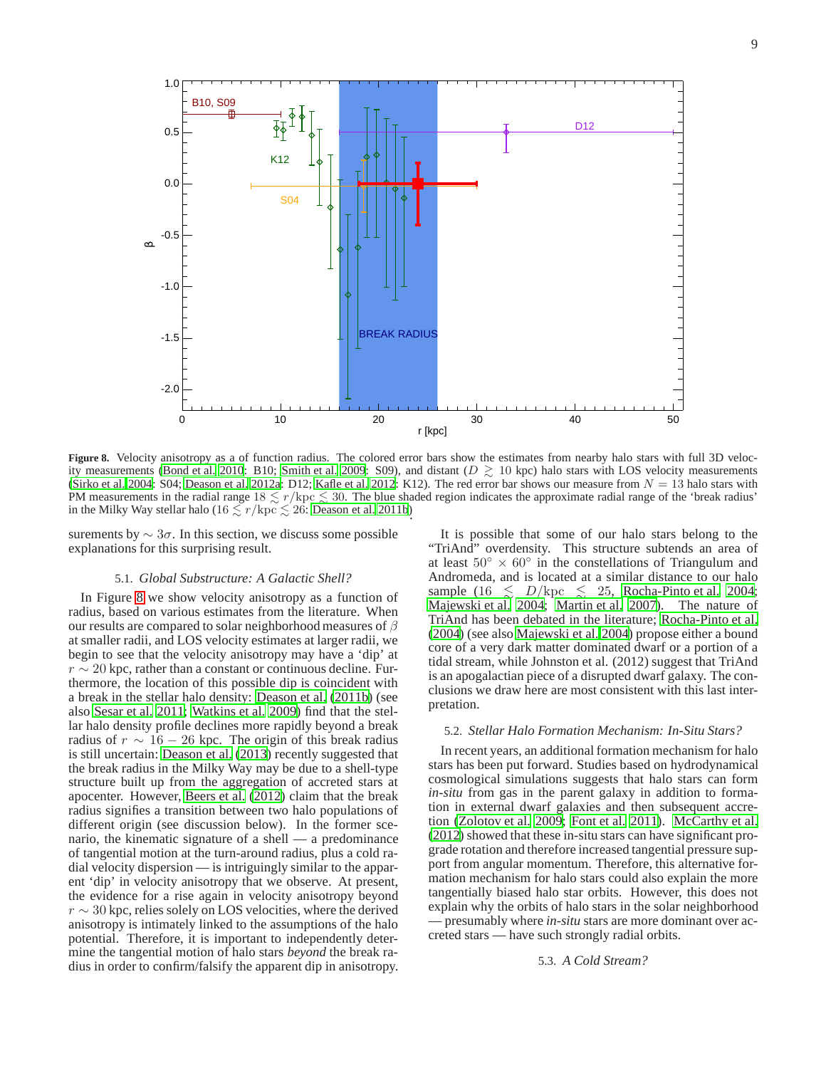**Figure 8.** Velocity anisotropy as a of function radius. The colored error bars show the estimates from nearby halo stars with full 3D velocity measurements (Bond et al. 2010: B10; Smith et al. 2009: S09), and distant ($D \gtrsim 10$ kpc) halo stars with LOS velocity measurements (Sirko et al. 2004: S04; Deason et al. 2012a: D12; Kafle et al. 2012: K12). The red error bar shows our measure from $N = 13$ halo stars with PM measurements in the radial range $18 \lesssim r/\mathrm{kpc} \lesssim 30$. The blue shaded region indicates the approximate radial range of the 'break radius' in the Milky Way stellar halo ($16 \lesssim r/\mathrm{kpc} \lesssim 26$: Deason et al. 2011b).

surements by $\sim 3\sigma$. In this section, we discuss some possible explanations for this surprising result.

### 5.1. *Global Substructure: A Galactic Shell?*

In Figure 8 we show velocity anisotropy as a function of radius, based on various estimates from the literature. When our results are compared to solar neighborhood measures of $\beta$ at smaller radii, and LOS velocity estimates at larger radii, we begin to see that the velocity anisotropy may have a 'dip' at $r \sim 20$ kpc, rather than a constant or continuous decline. Furthermore, the location of this possible dip is coincident with a break in the stellar halo density: Deason et al. (2011b) (see also Sesar et al. 2011; Watkins et al. 2009) find that the stellar halo density profile declines more rapidly beyond a break radius of $r \sim 16 - 26$ kpc. The origin of this break radius is still uncertain: Deason et al. (2013) recently suggested that the break radius in the Milky Way may be due to a shell-type structure built up from the aggregation of accreted stars at apocenter. However, Beers et al. (2012) claim that the break radius signifies a transition between two halo populations of different origin (see discussion below). In the former scenario, the kinematic signature of a shell — a predominance of tangential motion at the turn-around radius, plus a cold radial velocity dispersion — is intriguingly similar to the apparent 'dip' in velocity anisotropy that we observe. At present, the evidence for a rise again in velocity anisotropy beyond $r \sim 30$ kpc, relies solely on LOS velocities, where the derived anisotropy is intimately linked to the assumptions of the halo potential. Therefore, it is important to independently determine the tangential motion of halo stars *beyond* the break radius in order to confirm/falsify the apparent dip in anisotropy.

It is possible that some of our halo stars belong to the "TriAnd" overdensity. This structure subtends an area of at least $50^\circ \times 60^\circ$ in the constellations of Triangulum and Andromeda, and is located at a similar distance to our halo sample ($16 \lesssim D/\mathrm{kpc} \lesssim 25$, Rocha-Pinto et al. 2004; Majewski et al. 2004; Martin et al. 2007). The nature of TriAnd has been debated in the literature; Rocha-Pinto et al. (2004) (see also Majewski et al. 2004) propose either a bound core of a very dark matter dominated dwarf or a portion of a tidal stream, while Johnston et al. (2012) suggest that TriAnd is an apogalactian piece of a disrupted dwarf galaxy. The conclusions we draw here are most consistent with this last interpretation.

### 5.2. *Stellar Halo Formation Mechanism: In-Situ Stars?*

In recent years, an additional formation mechanism for halo stars has been put forward. Studies based on hydrodynamical cosmological simulations suggests that halo stars can form *in-situ* from gas in the parent galaxy in addition to formation in external dwarf galaxies and then subsequent accretion (Zolotov et al. 2009; Font et al. 2011). McCarthy et al. (2012) showed that these in-situ stars can have significant prograde rotation and therefore increased tangential pressure support from angular momentum. Therefore, this alternative formation mechanism for halo stars could also explain the more tangentially biased halo star orbits. However, this does not explain why the orbits of halo stars in the solar neighborhood — presumably where *in-situ* stars are more dominant over accreted stars — have such strongly radial orbits.

### 5.3. *A Cold Stream?*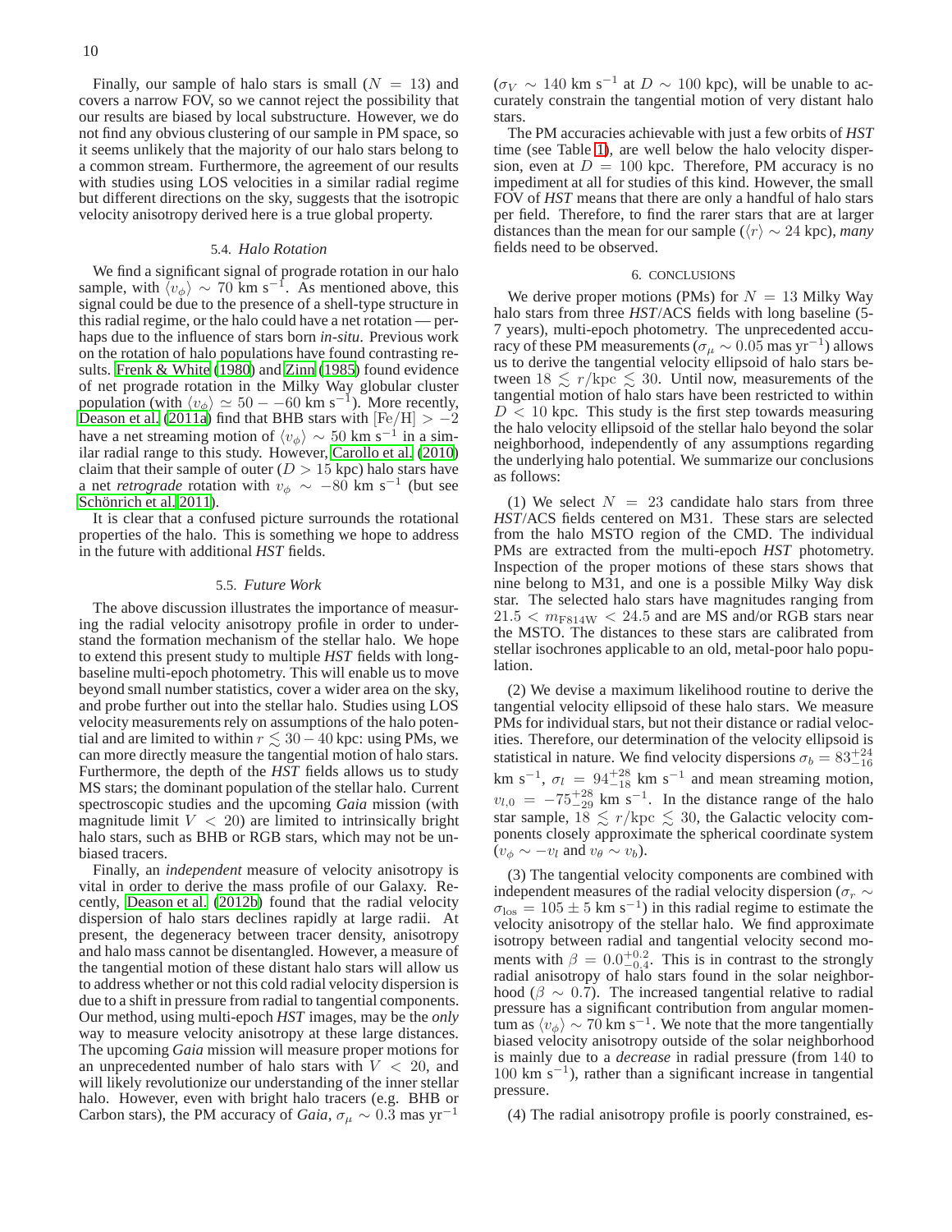Finally, our sample of halo stars is small ($N = 13$) and covers a narrow FOV, so we cannot reject the possibility that our results are biased by local substructure. However, we do not find any obvious clustering of our sample in PM space, so it seems unlikely that the majority of our halo stars belong to a common stream. Furthermore, the agreement of our results with studies using LOS velocities in a similar radial regime but different directions on the sky, suggests that the isotropic velocity anisotropy derived here is a true global property.

### 5.4. *Halo Rotation*

We find a significant signal of prograde rotation in our halo sample, with $\langle v_\phi \rangle \sim 70$ km s$^{-1}$. As mentioned above, this signal could be due to the presence of a shell-type structure in this radial regime, or the halo could have a net rotation — perhaps due to the influence of stars born *in-situ*. Previous work on the rotation of halo populations have found contrasting results. Frenk & White (1980) and Zinn (1985) found evidence of net prograde rotation in the Milky Way globular cluster population (with $\langle v_\phi \rangle \simeq 50 - -60$ km s$^{-1}$). More recently, Deason et al. (2011a) find that BHB stars with $[\mathrm{Fe/H}] > -2$ have a net streaming motion of $\langle v_\phi \rangle \sim 50$ km s$^{-1}$ in a similar radial range to this study. However, Carollo et al. (2010) claim that their sample of outer ($D > 15$ kpc) halo stars have a net *retrograde* rotation with $v_\phi \sim -80$ km s$^{-1}$ (but see Schönrich et al. 2011).

It is clear that a confused picture surrounds the rotational properties of the halo. This is something we hope to address in the future with additional *HST* fields.

### 5.5. *Future Work*

The above discussion illustrates the importance of measuring the radial velocity anisotropy profile in order to understand the formation mechanism of the stellar halo. We hope to extend this present study to multiple *HST* fields with long-baseline multi-epoch photometry. This will enable us to move beyond small number statistics, cover a wider area on the sky, and probe further out into the stellar halo. Studies using LOS velocity measurements rely on assumptions of the halo potential and are limited to within $r \lesssim 30 - 40$ kpc: using PMs, we can more directly measure the tangential motion of halo stars. Furthermore, the depth of the *HST* fields allows us to study MS stars; the dominant population of the stellar halo. Current spectroscopic studies and the upcoming *Gaia* mission (with magnitude limit $V < 20$) are limited to intrinsically bright halo stars, such as BHB or RGB stars, which may not be unbiased tracers.

Finally, an *independent* measure of velocity anisotropy is vital in order to derive the mass profile of our Galaxy. Recently, Deason et al. (2012b) found that the radial velocity dispersion of halo stars declines rapidly at large radii. At present, the degeneracy between tracer density, anisotropy and halo mass cannot be disentangled. However, a measure of the tangential motion of these distant halo stars will allow us to address whether or not this cold radial velocity dispersion is due to a shift in pressure from radial to tangential components. Our method, using multi-epoch *HST* images, may be the *only* way to measure velocity anisotropy at these large distances. The upcoming *Gaia* mission will measure proper motions for an unprecedented number of halo stars with $V < 20$, and will likely revolutionize our understanding of the inner stellar halo. However, even with bright halo tracers (e.g. BHB or Carbon stars), the PM accuracy of *Gaia*, $\sigma_\mu \sim 0.3$ mas yr$^{-1}$ ($\sigma_V \sim 140$ km s$^{-1}$ at $D \sim 100$ kpc), will be unable to accurately constrain the tangential motion of very distant halo stars.

The PM accuracies achievable with just a few orbits of *HST* time (see Table 1), are well below the halo velocity dispersion, even at $D = 100$ kpc. Therefore, PM accuracy is no impediment at all for studies of this kind. However, the small FOV of *HST* means that there are only a handful of halo stars per field. Therefore, to find the rarer stars that are at larger distances than the mean for our sample ($\langle r \rangle \sim 24$ kpc), *many* fields need to be observed.

## 6. CONCLUSIONS

We derive proper motions (PMs) for $N = 13$ Milky Way halo stars from three *HST*/ACS fields with long baseline (5-7 years), multi-epoch photometry. The unprecedented accuracy of these PM measurements ($\sigma_\mu \sim 0.05$ mas yr$^{-1}$) allows us to derive the tangential velocity ellipsoid of halo stars between $18 \lesssim r/\mathrm{kpc} \lesssim 30$. Until now, measurements of the tangential motion of halo stars have been restricted to within $D < 10$ kpc. This study is the first step towards measuring the halo velocity ellipsoid of the stellar halo beyond the solar neighborhood, independently of any assumptions regarding the underlying halo potential. We summarize our conclusions as follows:

(1) We select $N = 23$ candidate halo stars from three *HST*/ACS fields centered on M31. These stars are selected from the halo MSTO region of the CMD. The individual PMs are extracted from the multi-epoch *HST* photometry. Inspection of the proper motions of these stars shows that nine belong to M31, and one is a possible Milky Way disk star. The selected halo stars have magnitudes ranging from $21.5 < m_{\mathrm{F814W}} < 24.5$ and are MS and/or RGB stars near the MSTO. The distances to these stars are calibrated from stellar isochrones applicable to an old, metal-poor halo population.

(2) We devise a maximum likelihood routine to derive the tangential velocity ellipsoid of these halo stars. We measure PMs for individual stars, but not their distance or radial velocities. Therefore, our determination of the velocity ellipsoid is statistical in nature. We find velocity dispersions $\sigma_b = 83^{+24}_{-16}$ km s$^{-1}$, $\sigma_l = 94^{+28}_{-18}$ km s$^{-1}$ and mean streaming motion, $v_{l,0} = -75^{+28}_{-29}$ km s$^{-1}$. In the distance range of the halo star sample, $18 \lesssim r/\mathrm{kpc} \lesssim 30$, the Galactic velocity components closely approximate the spherical coordinate system ($v_\phi \sim -v_l$ and $v_\theta \sim v_b$).

(3) The tangential velocity components are combined with independent measures of the radial velocity dispersion ($\sigma_r \sim \sigma_{\mathrm{los}} = 105 \pm 5$ km s$^{-1}$) in this radial regime to estimate the velocity anisotropy of the stellar halo. We find approximate isotropy between radial and tangential velocity second moments with $\beta = 0.0^{+0.2}_{-0.4}$. This is in contrast to the strongly radial anisotropy of halo stars found in the solar neighborhood ($\beta \sim 0.7$). The increased tangential relative to radial pressure has a significant contribution from angular momentum as $\langle v_\phi \rangle \sim 70$ km s$^{-1}$. We note that the more tangentially biased velocity anisotropy outside of the solar neighborhood is mainly due to a *decrease* in radial pressure (from 140 to 100 km s$^{-1}$), rather than a significant increase in tangential pressure.

(4) The radial anisotropy profile is poorly constrained, es-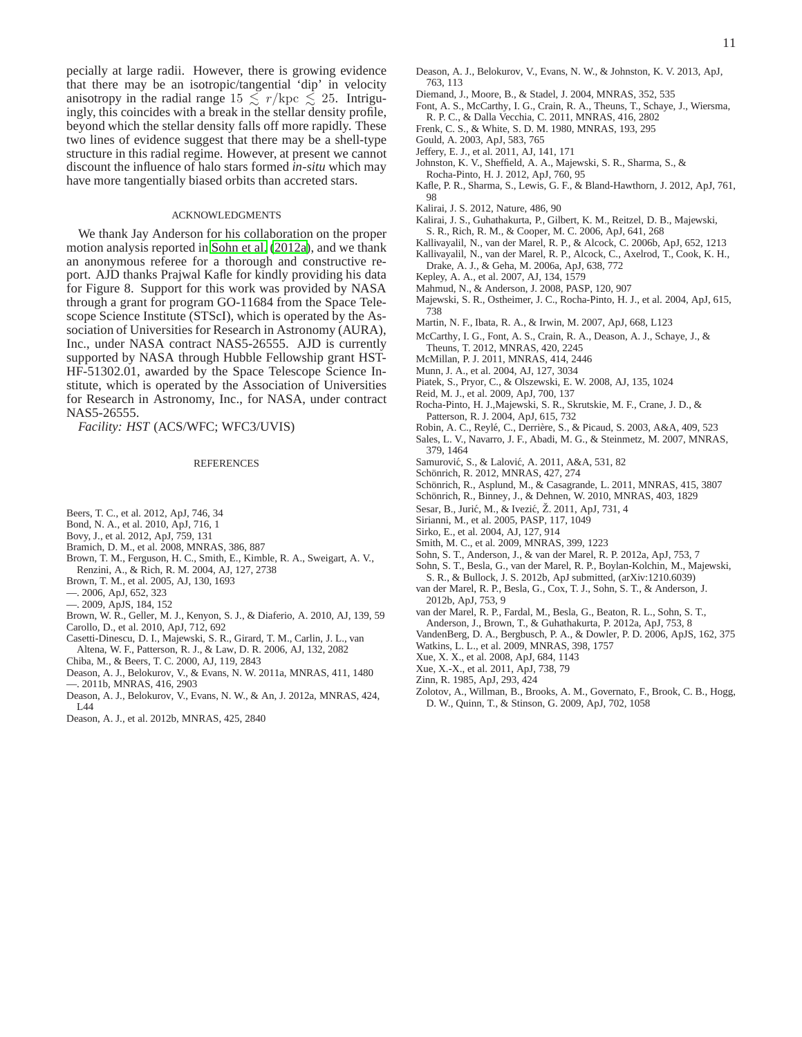pecially at large radii. However, there is growing evidence that there may be an isotropic/tangential 'dip' in velocity anisotropy in the radial range $15 \lesssim r/\mathrm{kpc} \lesssim 25$. Intriguingly, this coincides with a break in the stellar density profile, beyond which the stellar density falls off more rapidly. These two lines of evidence suggest that there may be a shell-type structure in this radial regime. However, at present we cannot discount the influence of halo stars formed *in-situ* which may have more tangentially biased orbits than accreted stars.

## ACKNOWLEDGMENTS

We thank Jay Anderson for his collaboration on the proper motion analysis reported in Sohn et al. (2012a), and we thank an anonymous referee for a thorough and constructive report. AJD thanks Prajwal Kafle for kindly providing his data for Figure 8. Support for this work was provided by NASA through a grant for program GO-11684 from the Space Telescope Science Institute (STScI), which is operated by the Association of Universities for Research in Astronomy (AURA), Inc., under NASA contract NAS5-26555. AJD is currently supported by NASA through Hubble Fellowship grant HST-HF-51302.01, awarded by the Space Telescope Science Institute, which is operated by the Association of Universities for Research in Astronomy, Inc., for NASA, under contract NAS5-26555.

*Facility: HST* (ACS/WFC; WFC3/UVIS)

## REFERENCES

Beers, T. C., et al. 2012, ApJ, 746, 34
Bond, N. A., et al. 2010, ApJ, 716, 1
Bovy, J., et al. 2012, ApJ, 759, 131
Bramich, D. M., et al. 2008, MNRAS, 386, 887
Brown, T. M., Ferguson, H. C., Smith, E., Kimble, R. A., Sweigart, A. V., Renzini, A., & Rich, R. M. 2004, AJ, 127, 2738
Brown, T. M., et al. 2005, AJ, 130, 1693
—. 2006, ApJ, 652, 323
—. 2009, ApJS, 184, 152
Brown, W. R., Geller, M. J., Kenyon, S. J., & Diaferio, A. 2010, AJ, 139, 59
Carollo, D., et al. 2010, ApJ, 712, 692
Casetti-Dinescu, D. I., Majewski, S. R., Girard, T. M., Carlin, J. L., van Altena, W. F., Patterson, R. J., & Law, D. R. 2006, AJ, 132, 2082
Chiba, M., & Beers, T. C. 2000, AJ, 119, 2843
Deason, A. J., Belokurov, V., & Evans, N. W. 2011a, MNRAS, 411, 1480
—. 2011b, MNRAS, 416, 2903
Deason, A. J., Belokurov, V., Evans, N. W., & An, J. 2012a, MNRAS, 424, L44
Deason, A. J., et al. 2012b, MNRAS, 425, 2840
Deason, A. J., Belokurov, V., Evans, N. W., & Johnston, K. V. 2013, ApJ, 763, 113
Diemand, J., Moore, B., & Stadel, J. 2004, MNRAS, 352, 535
Font, A. S., McCarthy, I. G., Crain, R. A., Theuns, T., Schaye, J., Wiersma, R. P. C., & Dalla Vecchia, C. 2011, MNRAS, 416, 2802
Frenk, C. S., & White, S. D. M. 1980, MNRAS, 193, 295
Gould, A. 2003, ApJ, 583, 765
Jeffery, E. J., et al. 2011, AJ, 141, 171
Johnston, K. V., Sheffield, A. A., Majewski, S. R., Sharma, S., & Rocha-Pinto, H. J. 2012, ApJ, 760, 95
Kafle, P. R., Sharma, S., Lewis, G. F., & Bland-Hawthorn, J. 2012, ApJ, 761, 98
Kalirai, J. S. 2012, Nature, 486, 90
Kalirai, J. S., Guhathakurta, P., Gilbert, K. M., Reitzel, D. B., Majewski, S. R., Rich, R. M., & Cooper, M. C. 2006, ApJ, 641, 268
Kallivayalil, N., van der Marel, R. P., & Alcock, C. 2006b, ApJ, 652, 1213
Kallivayalil, N., van der Marel, R. P., Alcock, C., Axelrod, T., Cook, K. H., Drake, A. J., & Geha, M. 2006a, ApJ, 638, 772
Kepley, A. A., et al. 2007, AJ, 134, 1579
Mahmud, N., & Anderson, J. 2008, PASP, 120, 907
Majewski, S. R., Ostheimer, J. C., Rocha-Pinto, H. J., et al. 2004, ApJ, 615, 738
Martin, N. F., Ibata, R. A., & Irwin, M. 2007, ApJ, 668, L123
McCarthy, I. G., Font, A. S., Crain, R. A., Deason, A. J., Schaye, J., & Theuns, T. 2012, MNRAS, 420, 2245
McMillan, P. J. 2011, MNRAS, 414, 2446
Munn, J. A., et al. 2004, AJ, 127, 3034
Piatek, S., Pryor, C., & Olszewski, E. W. 2008, AJ, 135, 1024
Reid, M. J., et al. 2009, ApJ, 700, 137
Rocha-Pinto, H. J.,Majewski, S. R., Skrutskie, M. F., Crane, J. D., & Patterson, R. J. 2004, ApJ, 615, 732
Robin, A. C., Reylé, C., Derrière, S., & Picaud, S. 2003, A&A, 409, 523
Sales, L. V., Navarro, J. F., Abadi, M. G., & Steinmetz, M. 2007, MNRAS, 379, 1464
Samurović, S., & Lalović, A. 2011, A&A, 531, 82
Schönrich, R. 2012, MNRAS, 427, 274
Schönrich, R., Asplund, M., & Casagrande, L. 2011, MNRAS, 415, 3807
Schönrich, R., Binney, J., & Dehnen, W. 2010, MNRAS, 403, 1829
Sesar, B., Jurić, M., & Ivezić, Ž. 2011, ApJ, 731, 4
Sirianni, M., et al. 2005, PASP, 117, 1049
Sirko, E., et al. 2004, AJ, 127, 914
Smith, M. C., et al. 2009, MNRAS, 399, 1223
Sohn, S. T., Anderson, J., & van der Marel, R. P. 2012a, ApJ, 753, 7
Sohn, S. T., Besla, G., van der Marel, R. P., Boylan-Kolchin, M., Majewski, S. R., & Bullock, J. S. 2012b, ApJ submitted, (arXiv:1210.6039)
van der Marel, R. P., Besla, G., Cox, T. J., Sohn, S. T., & Anderson, J. 2012b, ApJ, 753, 9
van der Marel, R. P., Fardal, M., Besla, G., Beaton, R. L., Sohn, S. T., Anderson, J., Brown, T., & Guhathakurta, P. 2012a, ApJ, 753, 8
VandenBerg, D. A., Bergbusch, P. A., & Dowler, P. D. 2006, ApJS, 162, 375
Watkins, L. L., et al. 2009, MNRAS, 398, 1757
Xue, X. X., et al. 2008, ApJ, 684, 1143
Xue, X.-X., et al. 2011, ApJ, 738, 79
Zinn, R. 1985, ApJ, 293, 424
Zolotov, A., Willman, B., Brooks, A. M., Governato, F., Brook, C. B., Hogg, D. W., Quinn, T., & Stinson, G. 2009, ApJ, 702, 1058